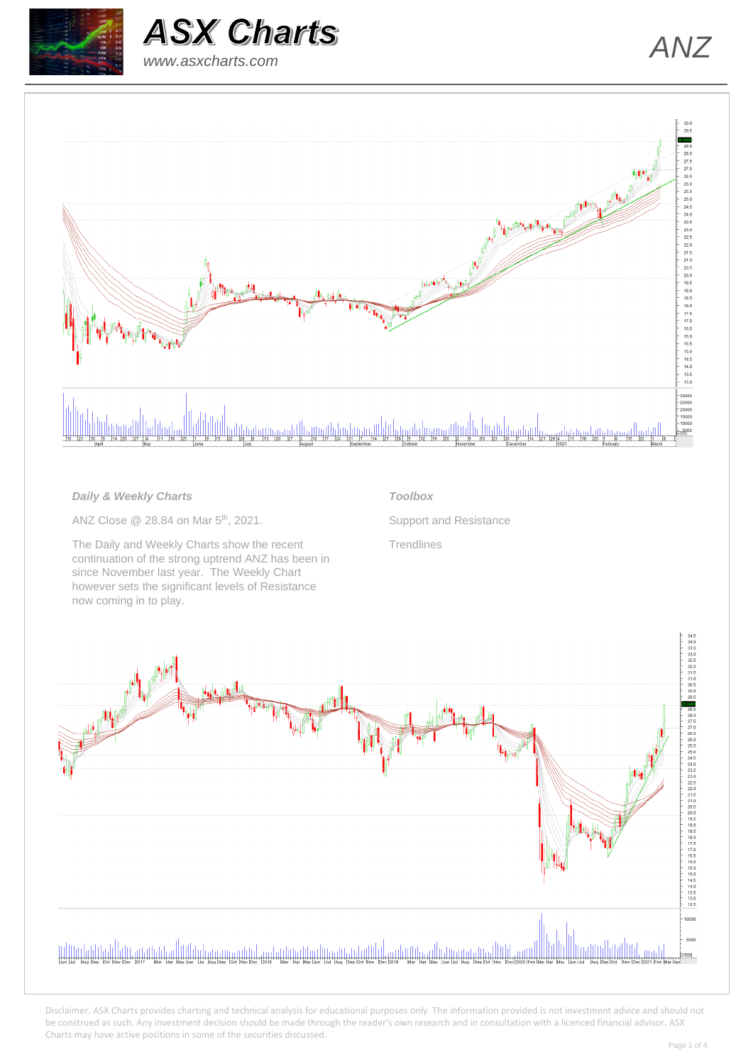# ASX Charts

www.asxcharts.com

ANZ

### *Daily & Weekly Charts*

ANZ Close @ 28.84 on Mar 5th, 2021.

The Daily and Weekly Charts show the recent continuation of the strong uptrend ANZ has been in since November last year. The Weekly Chart however sets the significant levels of Resistance now coming in to play.

### *Toolbox*

Support and Resistance

Trendlines

Disclaimer. ASX Charts provides charting and technical analysis for educational purposes only. The information provided is not investment advice and should not be construed as such. Any investment decision should be made through the reader's own research and in consultation with a licenced financial advisor. ASX Charts may have active positions in some of the securities discussed.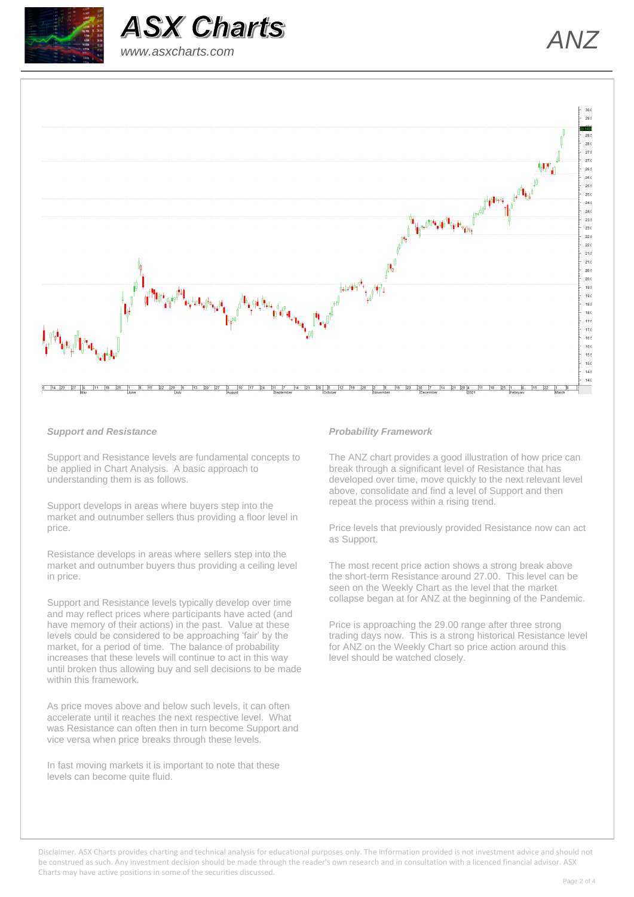## Support and Resistance

Support and Resistance levels are fundamental concepts to be applied in Chart Analysis. A basic approach to understanding them is as follows.

Support develops in areas where buyers step into the market and outnumber sellers thus providing a floor level in price.

Resistance develops in areas where sellers step into the market and outnumber buyers thus providing a ceiling level in price.

Support and Resistance levels typically develop over time and may reflect prices where participants have acted (and have memory of their actions) in the past. Value at these levels could be considered to be approaching 'fair' by the market, for a period of time. The balance of probability increases that these levels will continue to act in this way until broken thus allowing buy and sell decisions to be made within this framework.

As price moves above and below such levels, it can often accelerate until it reaches the next respective level. What was Resistance can often then in turn become Support and vice versa when price breaks through these levels.

In fast moving markets it is important to note that these levels can become quite fluid.

## Probability Framework

The ANZ chart provides a good illustration of how price can break through a significant level of Resistance that has developed over time, move quickly to the next relevant level above, consolidate and find a level of Support and then repeat the process within a rising trend.

Price levels that previously provided Resistance now can act as Support.

The most recent price action shows a strong break above the short-term Resistance around 27.00. This level can be seen on the Weekly Chart as the level that the market collapse began at for ANZ at the beginning of the Pandemic.

Price is approaching the 29.00 range after three strong trading days now. This is a strong historical Resistance level for ANZ on the Weekly Chart so price action around this level should be watched closely.

Disclaimer. ASX Charts provides charting and technical analysis for educational purposes only. The information provided is not investment advice and should not be construed as such. Any investment decision should be made through the reader's own research and in consultation with a licenced financial advisor. ASX Charts may have active positions in some of the securities discussed.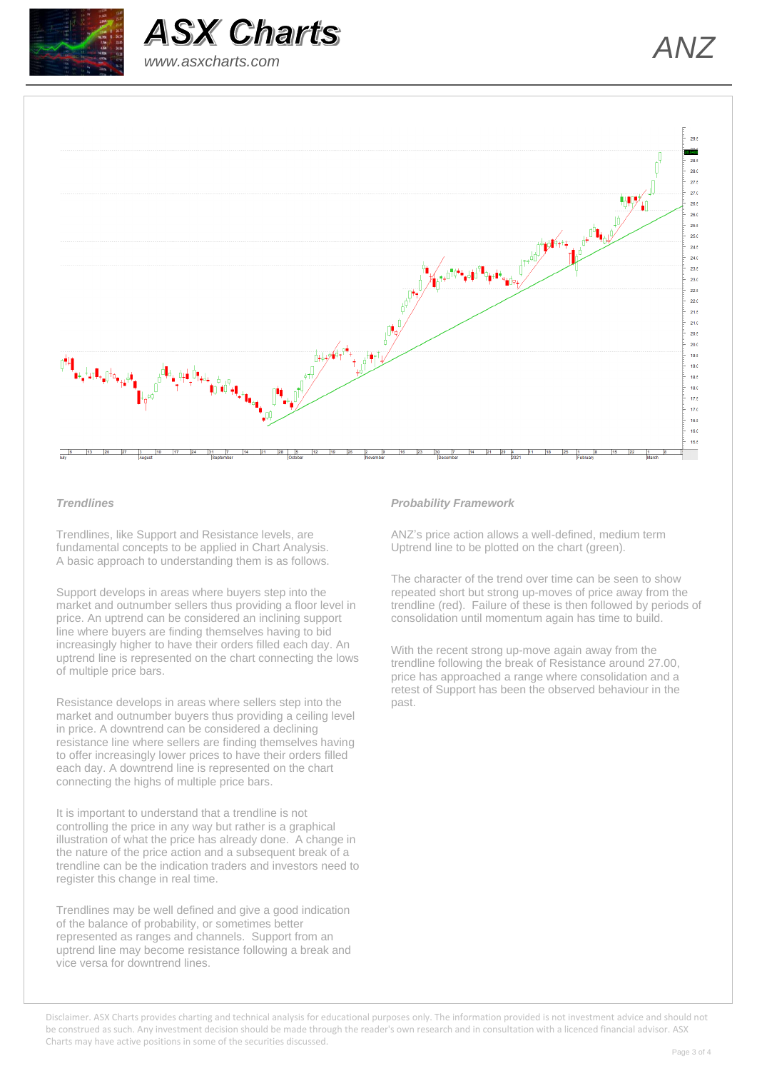# ASX Charts

*www.asxcharts.com*

# ANZ

### *Trendlines*

Trendlines, like Support and Resistance levels, are fundamental concepts to be applied in Chart Analysis. A basic approach to understanding them is as follows.

Support develops in areas where buyers step into the market and outnumber sellers thus providing a floor level in price. An uptrend can be considered an inclining support line where buyers are finding themselves having to bid increasingly higher to have their orders filled each day. An uptrend line is represented on the chart connecting the lows of multiple price bars.

Resistance develops in areas where sellers step into the market and outnumber buyers thus providing a ceiling level in price. A downtrend can be considered a declining resistance line where sellers are finding themselves having to offer increasingly lower prices to have their orders filled each day. A downtrend line is represented on the chart connecting the highs of multiple price bars.

It is important to understand that a trendline is not controlling the price in any way but rather is a graphical illustration of what the price has already done. A change in the nature of the price action and a subsequent break of a trendline can be the indication traders and investors need to register this change in real time.

Trendlines may be well defined and give a good indication of the balance of probability, or sometimes better represented as ranges and channels. Support from an uptrend line may become resistance following a break and vice versa for downtrend lines.

### *Probability Framework*

ANZ's price action allows a well-defined, medium term Uptrend line to be plotted on the chart (green).

The character of the trend over time can be seen to show repeated short but strong up-moves of price away from the trendline (red). Failure of these is then followed by periods of consolidation until momentum again has time to build.

With the recent strong up-move again away from the trendline following the break of Resistance around 27.00, price has approached a range where consolidation and a retest of Support has been the observed behaviour in the past.

Disclaimer. ASX Charts provides charting and technical analysis for educational purposes only. The information provided is not investment advice and should not be construed as such. Any investment decision should be made through the reader's own research and in consultation with a licenced financial advisor. ASX Charts may have active positions in some of the securities discussed.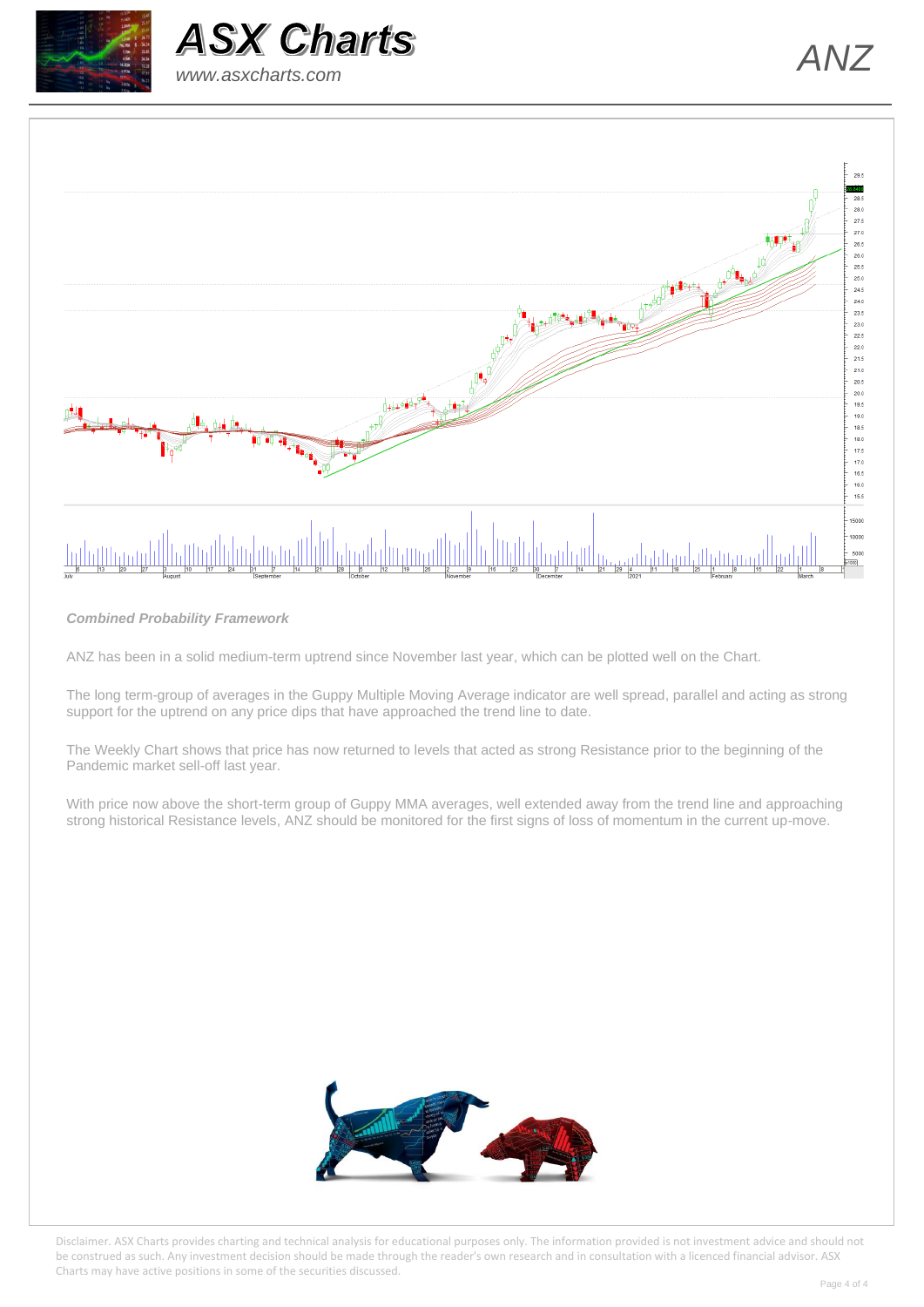# ASX Charts

*www.asxcharts.com*

ANZ

***Combined Probability Framework***

ANZ has been in a solid medium-term uptrend since November last year, which can be plotted well on the Chart.

The long term-group of averages in the Guppy Multiple Moving Average indicator are well spread, parallel and acting as strong support for the uptrend on any price dips that have approached the trend line to date.

The Weekly Chart shows that price has now returned to levels that acted as strong Resistance prior to the beginning of the Pandemic market sell-off last year.

With price now above the short-term group of Guppy MMA averages, well extended away from the trend line and approaching strong historical Resistance levels, ANZ should be monitored for the first signs of loss of momentum in the current up-move.

Disclaimer. ASX Charts provides charting and technical analysis for educational purposes only. The information provided is not investment advice and should not be construed as such. Any investment decision should be made through the reader's own research and in consultation with a licenced financial advisor. ASX Charts may have active positions in some of the securities discussed.